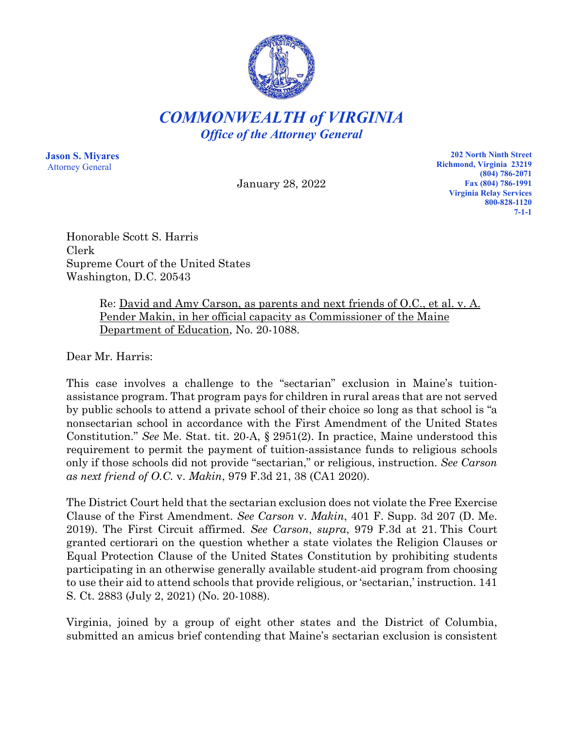# *COMMONWEALTH of VIRGINIA*
## *Office of the Attorney General*

**Jason S. Miyares**
Attorney General

January 28, 2022

**202 North Ninth Street**
**Richmond, Virginia 23219**
**(804) 786-2071**
**Fax (804) 786-1991**
**Virginia Relay Services**
**800-828-1120**
**7-1-1**

Honorable Scott S. Harris
Clerk
Supreme Court of the United States
Washington, D.C. 20543

Re: David and Amy Carson, as parents and next friends of O.C., et al. v. A. Pender Makin, in her official capacity as Commissioner of the Maine Department of Education, No. 20-1088.

Dear Mr. Harris:

This case involves a challenge to the "sectarian" exclusion in Maine's tuition-assistance program. That program pays for children in rural areas that are not served by public schools to attend a private school of their choice so long as that school is "a nonsectarian school in accordance with the First Amendment of the United States Constitution." *See* Me. Stat. tit. 20-A, § 2951(2). In practice, Maine understood this requirement to permit the payment of tuition-assistance funds to religious schools only if those schools did not provide "sectarian," or religious, instruction. *See Carson as next friend of O.C.* v. *Makin*, 979 F.3d 21, 38 (CA1 2020).

The District Court held that the sectarian exclusion does not violate the Free Exercise Clause of the First Amendment. *See Carson* v. *Makin*, 401 F. Supp. 3d 207 (D. Me. 2019). The First Circuit affirmed. *See Carson*, *supra*, 979 F.3d at 21. This Court granted certiorari on the question whether a state violates the Religion Clauses or Equal Protection Clause of the United States Constitution by prohibiting students participating in an otherwise generally available student-aid program from choosing to use their aid to attend schools that provide religious, or 'sectarian,' instruction. 141 S. Ct. 2883 (July 2, 2021) (No. 20-1088).

Virginia, joined by a group of eight other states and the District of Columbia, submitted an amicus brief contending that Maine's sectarian exclusion is consistent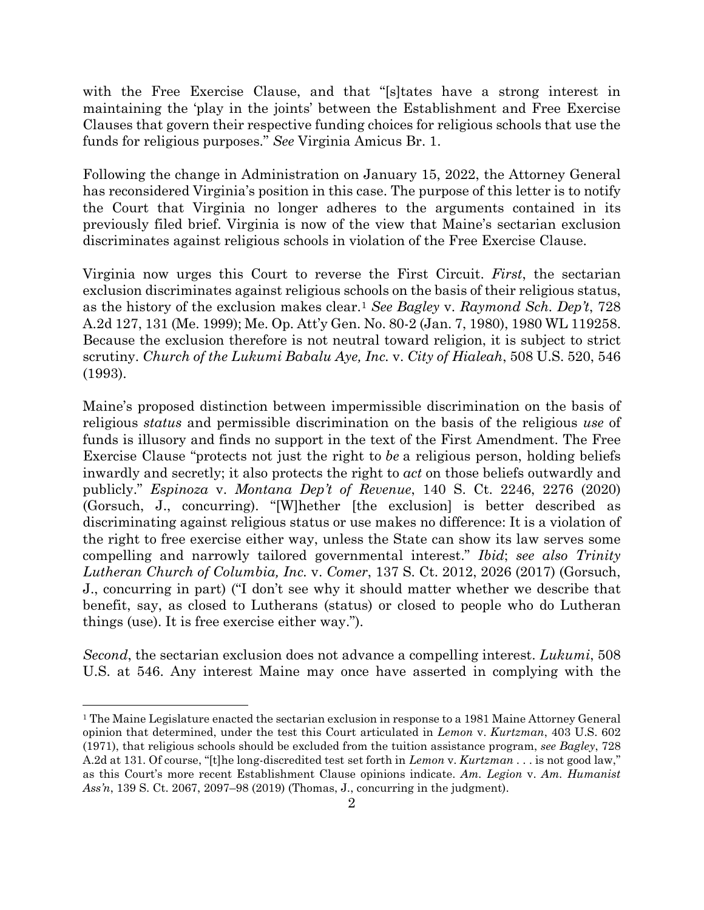with the Free Exercise Clause, and that "[s]tates have a strong interest in maintaining the 'play in the joints' between the Establishment and Free Exercise Clauses that govern their respective funding choices for religious schools that use the funds for religious purposes." *See* Virginia Amicus Br. 1.

Following the change in Administration on January 15, 2022, the Attorney General has reconsidered Virginia's position in this case. The purpose of this letter is to notify the Court that Virginia no longer adheres to the arguments contained in its previously filed brief. Virginia is now of the view that Maine's sectarian exclusion discriminates against religious schools in violation of the Free Exercise Clause.

Virginia now urges this Court to reverse the First Circuit. *First*, the sectarian exclusion discriminates against religious schools on the basis of their religious status, as the history of the exclusion makes clear.[1] *See Bagley* v. *Raymond Sch. Dep't*, 728 A.2d 127, 131 (Me. 1999); Me. Op. Att'y Gen. No. 80-2 (Jan. 7, 1980), 1980 WL 119258. Because the exclusion therefore is not neutral toward religion, it is subject to strict scrutiny. *Church of the Lukumi Babalu Aye, Inc.* v. *City of Hialeah*, 508 U.S. 520, 546 (1993).

Maine's proposed distinction between impermissible discrimination on the basis of religious *status* and permissible discrimination on the basis of the religious *use* of funds is illusory and finds no support in the text of the First Amendment. The Free Exercise Clause "protects not just the right to *be* a religious person, holding beliefs inwardly and secretly; it also protects the right to *act* on those beliefs outwardly and publicly." *Espinoza* v. *Montana Dep't of Revenue*, 140 S. Ct. 2246, 2276 (2020) (Gorsuch, J., concurring). "[W]hether [the exclusion] is better described as discriminating against religious status or use makes no difference: It is a violation of the right to free exercise either way, unless the State can show its law serves some compelling and narrowly tailored governmental interest." *Ibid*; *see also Trinity Lutheran Church of Columbia, Inc.* v. *Comer*, 137 S. Ct. 2012, 2026 (2017) (Gorsuch, J., concurring in part) ("I don't see why it should matter whether we describe that benefit, say, as closed to Lutherans (status) or closed to people who do Lutheran things (use). It is free exercise either way.").

*Second*, the sectarian exclusion does not advance a compelling interest. *Lukumi*, 508 U.S. at 546. Any interest Maine may once have asserted in complying with the

---

[1] The Maine Legislature enacted the sectarian exclusion in response to a 1981 Maine Attorney General opinion that determined, under the test this Court articulated in *Lemon* v. *Kurtzman*, 403 U.S. 602 (1971), that religious schools should be excluded from the tuition assistance program, *see Bagley*, 728 A.2d at 131. Of course, "[t]he long-discredited test set forth in *Lemon* v. *Kurtzman* . . . is not good law," as this Court's more recent Establishment Clause opinions indicate. *Am. Legion* v. *Am. Humanist Ass'n*, 139 S. Ct. 2067, 2097–98 (2019) (Thomas, J., concurring in the judgment).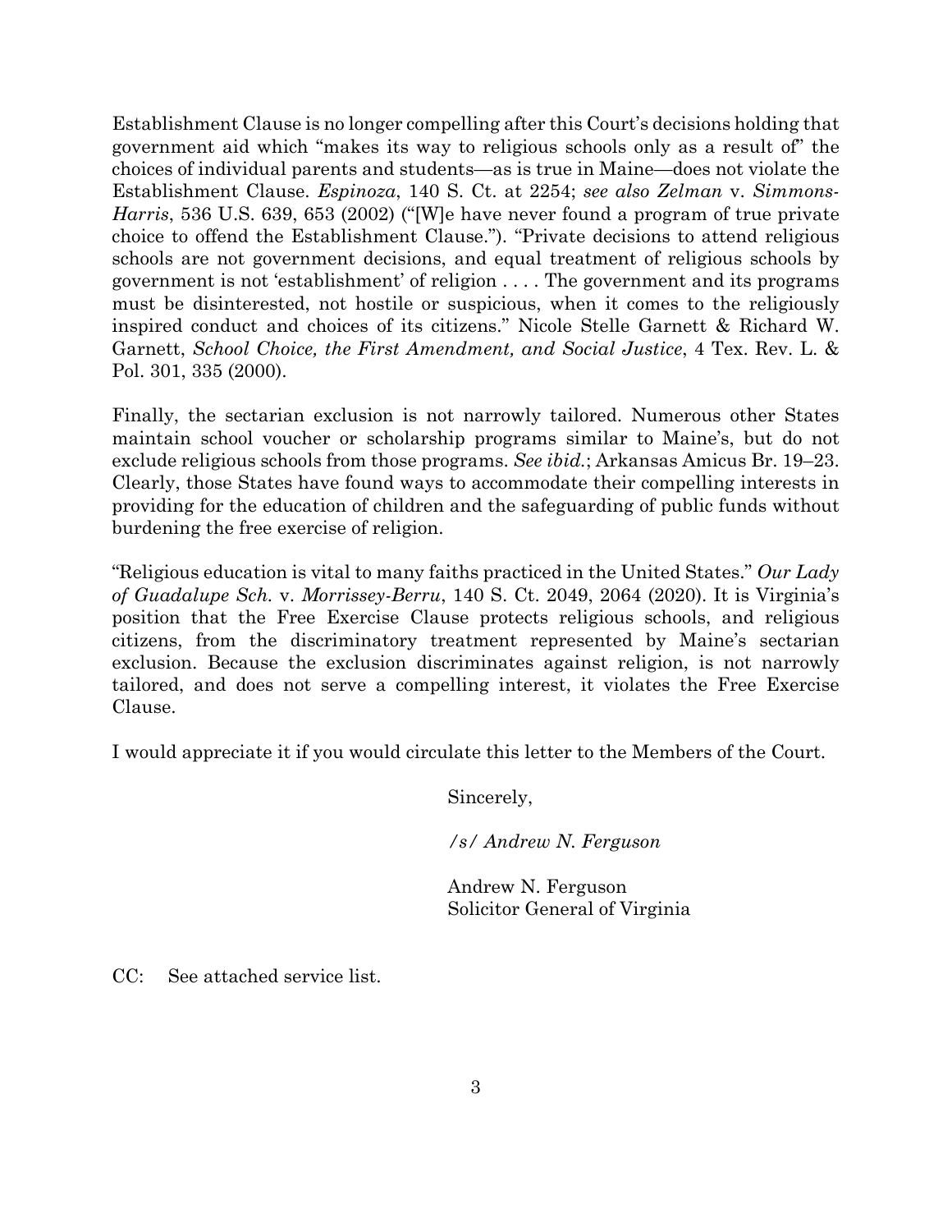Establishment Clause is no longer compelling after this Court's decisions holding that government aid which "makes its way to religious schools only as a result of" the choices of individual parents and students—as is true in Maine—does not violate the Establishment Clause. *Espinoza*, 140 S. Ct. at 2254; *see also Zelman* v. *Simmons-Harris*, 536 U.S. 639, 653 (2002) ("[W]e have never found a program of true private choice to offend the Establishment Clause."). "Private decisions to attend religious schools are not government decisions, and equal treatment of religious schools by government is not 'establishment' of religion . . . . The government and its programs must be disinterested, not hostile or suspicious, when it comes to the religiously inspired conduct and choices of its citizens." Nicole Stelle Garnett & Richard W. Garnett, *School Choice, the First Amendment, and Social Justice*, 4 Tex. Rev. L. & Pol. 301, 335 (2000).

Finally, the sectarian exclusion is not narrowly tailored. Numerous other States maintain school voucher or scholarship programs similar to Maine's, but do not exclude religious schools from those programs. *See ibid.*; Arkansas Amicus Br. 19–23. Clearly, those States have found ways to accommodate their compelling interests in providing for the education of children and the safeguarding of public funds without burdening the free exercise of religion.

"Religious education is vital to many faiths practiced in the United States." *Our Lady of Guadalupe Sch.* v. *Morrissey-Berru*, 140 S. Ct. 2049, 2064 (2020). It is Virginia's position that the Free Exercise Clause protects religious schools, and religious citizens, from the discriminatory treatment represented by Maine's sectarian exclusion. Because the exclusion discriminates against religion, is not narrowly tailored, and does not serve a compelling interest, it violates the Free Exercise Clause.

I would appreciate it if you would circulate this letter to the Members of the Court.

Sincerely,

*/s/ Andrew N. Ferguson*

Andrew N. Ferguson
Solicitor General of Virginia

CC: See attached service list.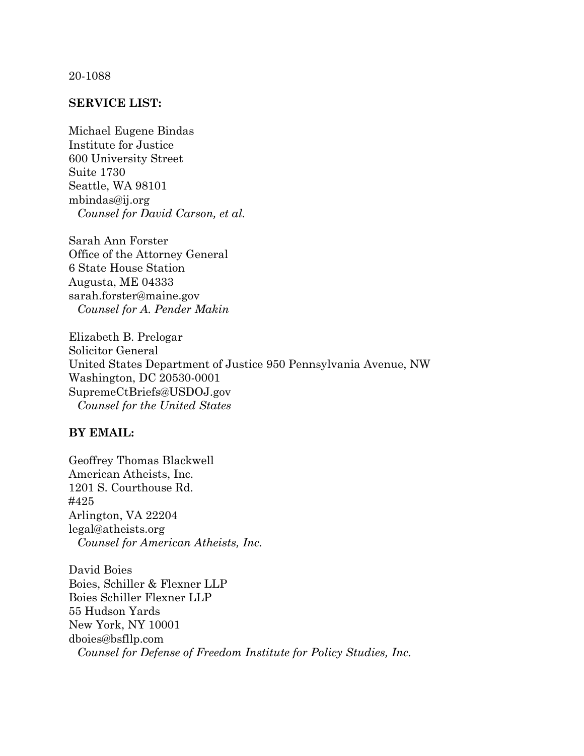20-1088

**SERVICE LIST:**

Michael Eugene Bindas
Institute for Justice
600 University Street
Suite 1730
Seattle, WA 98101
mbindas@ij.org
*Counsel for David Carson, et al.*

Sarah Ann Forster
Office of the Attorney General
6 State House Station
Augusta, ME 04333
sarah.forster@maine.gov
*Counsel for A. Pender Makin*

Elizabeth B. Prelogar
Solicitor General
United States Department of Justice 950 Pennsylvania Avenue, NW
Washington, DC 20530-0001
SupremeCtBriefs@USDOJ.gov
*Counsel for the United States*

**BY EMAIL:**

Geoffrey Thomas Blackwell
American Atheists, Inc.
1201 S. Courthouse Rd.
#425
Arlington, VA 22204
legal@atheists.org
*Counsel for American Atheists, Inc.*

David Boies
Boies, Schiller & Flexner LLP
Boies Schiller Flexner LLP
55 Hudson Yards
New York, NY 10001
dboies@bsfllp.com
*Counsel for Defense of Freedom Institute for Policy Studies, Inc.*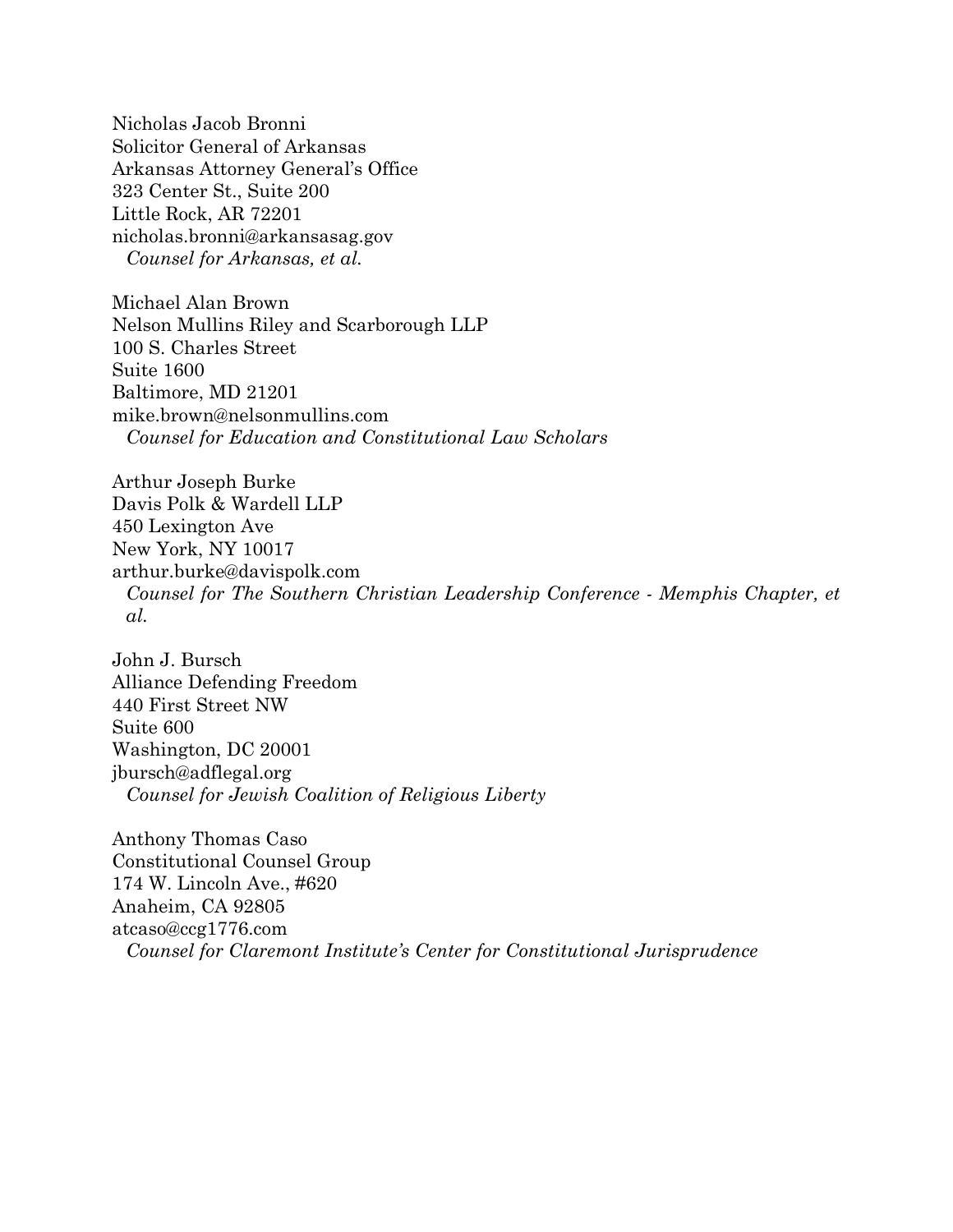Nicholas Jacob Bronni
Solicitor General of Arkansas
Arkansas Attorney General's Office
323 Center St., Suite 200
Little Rock, AR 72201
nicholas.bronni@arkansasag.gov
*Counsel for Arkansas, et al.*

Michael Alan Brown
Nelson Mullins Riley and Scarborough LLP
100 S. Charles Street
Suite 1600
Baltimore, MD 21201
mike.brown@nelsonmullins.com
*Counsel for Education and Constitutional Law Scholars*

Arthur Joseph Burke
Davis Polk & Wardell LLP
450 Lexington Ave
New York, NY 10017
arthur.burke@davispolk.com
*Counsel for The Southern Christian Leadership Conference - Memphis Chapter, et al.*

John J. Bursch
Alliance Defending Freedom
440 First Street NW
Suite 600
Washington, DC 20001
jbursch@adflegal.org
*Counsel for Jewish Coalition of Religious Liberty*

Anthony Thomas Caso
Constitutional Counsel Group
174 W. Lincoln Ave., #620
Anaheim, CA 92805
atcaso@ccg1776.com
*Counsel for Claremont Institute's Center for Constitutional Jurisprudence*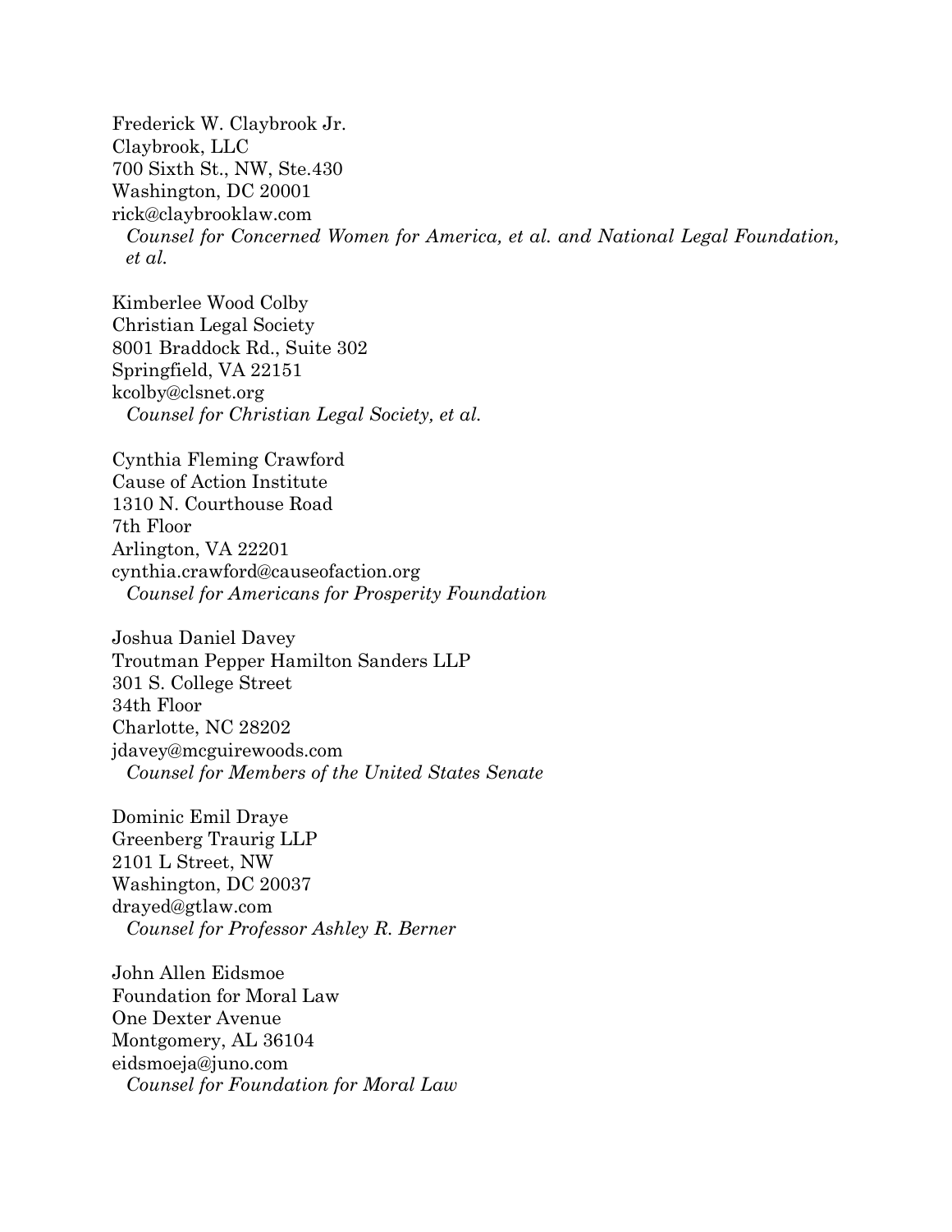Frederick W. Claybrook Jr.
Claybrook, LLC
700 Sixth St., NW, Ste.430
Washington, DC 20001
rick@claybrooklaw.com
*Counsel for Concerned Women for America, et al. and National Legal Foundation, et al.*

Kimberlee Wood Colby
Christian Legal Society
8001 Braddock Rd., Suite 302
Springfield, VA 22151
kcolby@clsnet.org
*Counsel for Christian Legal Society, et al.*

Cynthia Fleming Crawford
Cause of Action Institute
1310 N. Courthouse Road
7th Floor
Arlington, VA 22201
cynthia.crawford@causeofaction.org
*Counsel for Americans for Prosperity Foundation*

Joshua Daniel Davey
Troutman Pepper Hamilton Sanders LLP
301 S. College Street
34th Floor
Charlotte, NC 28202
jdavey@mcguirewoods.com
*Counsel for Members of the United States Senate*

Dominic Emil Draye
Greenberg Traurig LLP
2101 L Street, NW
Washington, DC 20037
drayed@gtlaw.com
*Counsel for Professor Ashley R. Berner*

John Allen Eidsmoe
Foundation for Moral Law
One Dexter Avenue
Montgomery, AL 36104
eidsmoeja@juno.com
*Counsel for Foundation for Moral Law*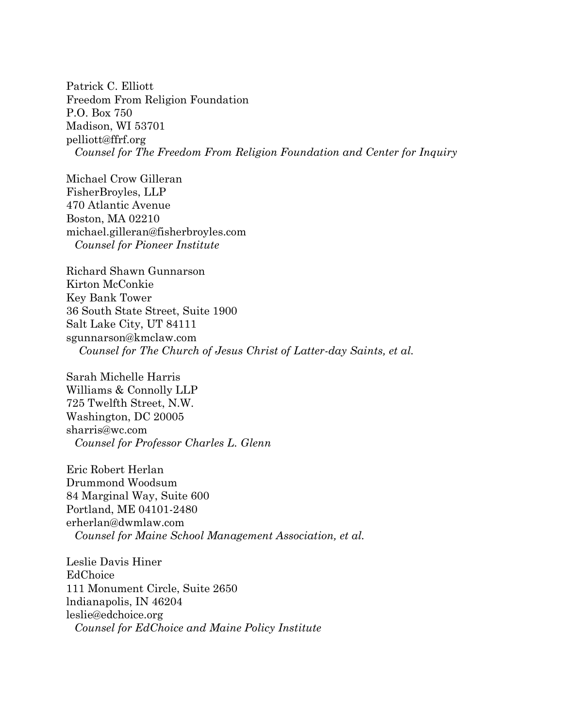Patrick C. Elliott
Freedom From Religion Foundation
P.O. Box 750
Madison, WI 53701
pelliott@ffrf.org
*Counsel for The Freedom From Religion Foundation and Center for Inquiry*

Michael Crow Gilleran
FisherBroyles, LLP
470 Atlantic Avenue
Boston, MA 02210
michael.gilleran@fisherbroyles.com
*Counsel for Pioneer Institute*

Richard Shawn Gunnarson
Kirton McConkie
Key Bank Tower
36 South State Street, Suite 1900
Salt Lake City, UT 84111
sgunnarson@kmclaw.com
*Counsel for The Church of Jesus Christ of Latter-day Saints, et al.*

Sarah Michelle Harris
Williams & Connolly LLP
725 Twelfth Street, N.W.
Washington, DC 20005
sharris@wc.com
*Counsel for Professor Charles L. Glenn*

Eric Robert Herlan
Drummond Woodsum
84 Marginal Way, Suite 600
Portland, ME 04101-2480
erherlan@dwmlaw.com
*Counsel for Maine School Management Association, et al.*

Leslie Davis Hiner
EdChoice
111 Monument Circle, Suite 2650
Indianapolis, IN 46204
leslie@edchoice.org
*Counsel for EdChoice and Maine Policy Institute*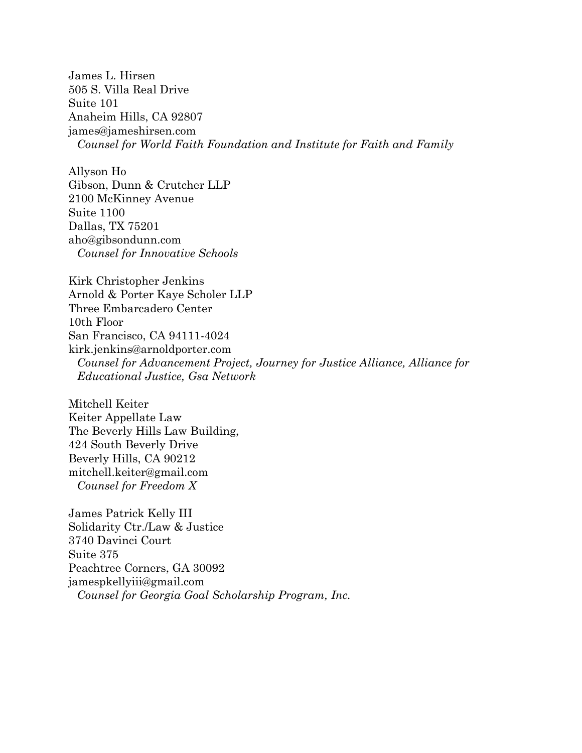James L. Hirsen
505 S. Villa Real Drive
Suite 101
Anaheim Hills, CA 92807
james@jameshirsen.com
*Counsel for World Faith Foundation and Institute for Faith and Family*

Allyson Ho
Gibson, Dunn & Crutcher LLP
2100 McKinney Avenue
Suite 1100
Dallas, TX 75201
aho@gibsondunn.com
*Counsel for Innovative Schools*

Kirk Christopher Jenkins
Arnold & Porter Kaye Scholer LLP
Three Embarcadero Center
10th Floor
San Francisco, CA 94111-4024
kirk.jenkins@arnoldporter.com
*Counsel for Advancement Project, Journey for Justice Alliance, Alliance for Educational Justice, Gsa Network*

Mitchell Keiter
Keiter Appellate Law
The Beverly Hills Law Building,
424 South Beverly Drive
Beverly Hills, CA 90212
mitchell.keiter@gmail.com
*Counsel for Freedom X*

James Patrick Kelly III
Solidarity Ctr./Law & Justice
3740 Davinci Court
Suite 375
Peachtree Corners, GA 30092
jamespkellyiii@gmail.com
*Counsel for Georgia Goal Scholarship Program, Inc.*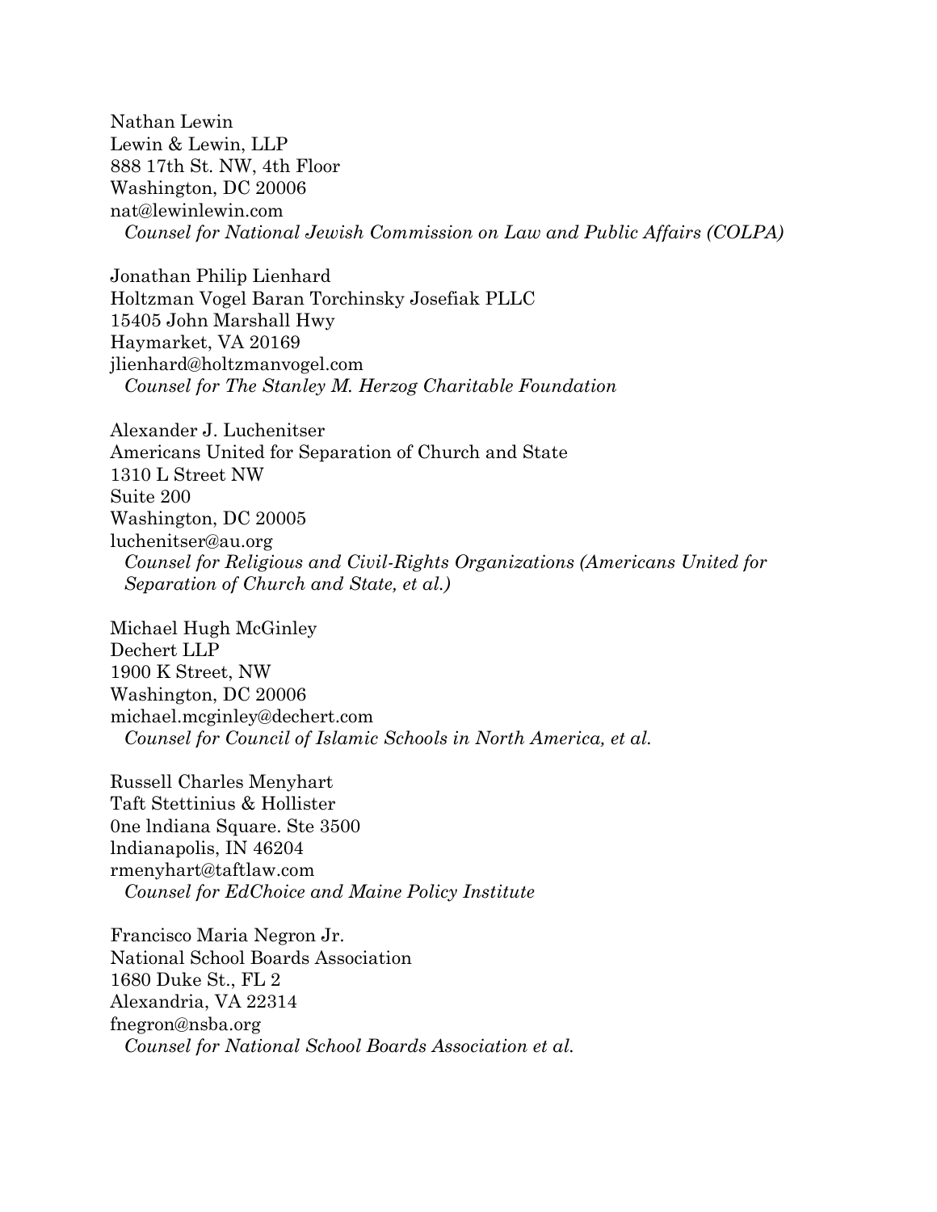Nathan Lewin
Lewin & Lewin, LLP
888 17th St. NW, 4th Floor
Washington, DC 20006
nat@lewinlewin.com
*Counsel for National Jewish Commission on Law and Public Affairs (COLPA)*

Jonathan Philip Lienhard
Holtzman Vogel Baran Torchinsky Josefiak PLLC
15405 John Marshall Hwy
Haymarket, VA 20169
jlienhard@holtzmanvogel.com
*Counsel for The Stanley M. Herzog Charitable Foundation*

Alexander J. Luchenitser
Americans United for Separation of Church and State
1310 L Street NW
Suite 200
Washington, DC 20005
luchenitser@au.org
*Counsel for Religious and Civil-Rights Organizations (Americans United for Separation of Church and State, et al.)*

Michael Hugh McGinley
Dechert LLP
1900 K Street, NW
Washington, DC 20006
michael.mcginley@dechert.com
*Counsel for Council of Islamic Schools in North America, et al.*

Russell Charles Menyhart
Taft Stettinius & Hollister
0ne lndiana Square. Ste 3500
lndianapolis, IN 46204
rmenyhart@taftlaw.com
*Counsel for EdChoice and Maine Policy Institute*

Francisco Maria Negron Jr.
National School Boards Association
1680 Duke St., FL 2
Alexandria, VA 22314
fnegron@nsba.org
*Counsel for National School Boards Association et al.*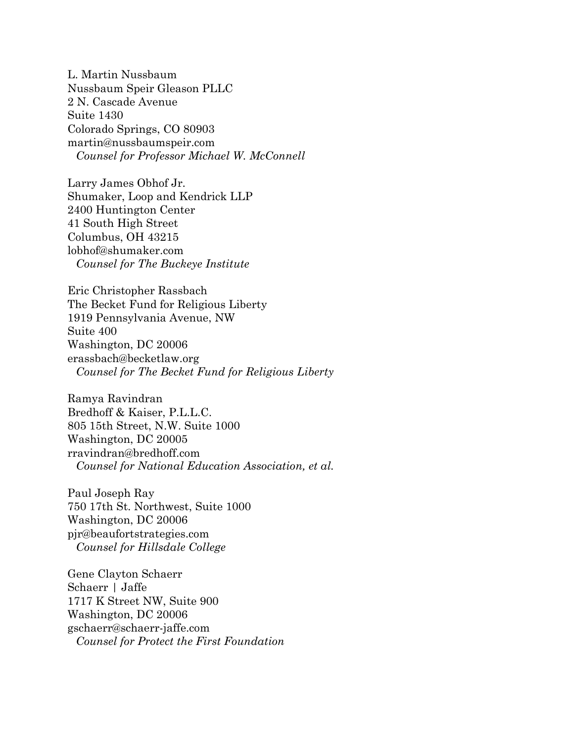L. Martin Nussbaum
Nussbaum Speir Gleason PLLC
2 N. Cascade Avenue
Suite 1430
Colorado Springs, CO 80903
martin@nussbaumspeir.com
*Counsel for Professor Michael W. McConnell*

Larry James Obhof Jr.
Shumaker, Loop and Kendrick LLP
2400 Huntington Center
41 South High Street
Columbus, OH 43215
lobhof@shumaker.com
*Counsel for The Buckeye Institute*

Eric Christopher Rassbach
The Becket Fund for Religious Liberty
1919 Pennsylvania Avenue, NW
Suite 400
Washington, DC 20006
erassbach@becketlaw.org
*Counsel for The Becket Fund for Religious Liberty*

Ramya Ravindran
Bredhoff & Kaiser, P.L.L.C.
805 15th Street, N.W. Suite 1000
Washington, DC 20005
rravindran@bredhoff.com
*Counsel for National Education Association, et al.*

Paul Joseph Ray
750 17th St. Northwest, Suite 1000
Washington, DC 20006
pjr@beaufortstrategies.com
*Counsel for Hillsdale College*

Gene Clayton Schaerr
Schaerr | Jaffe
1717 K Street NW, Suite 900
Washington, DC 20006
gschaerr@schaerr-jaffe.com
*Counsel for Protect the First Foundation*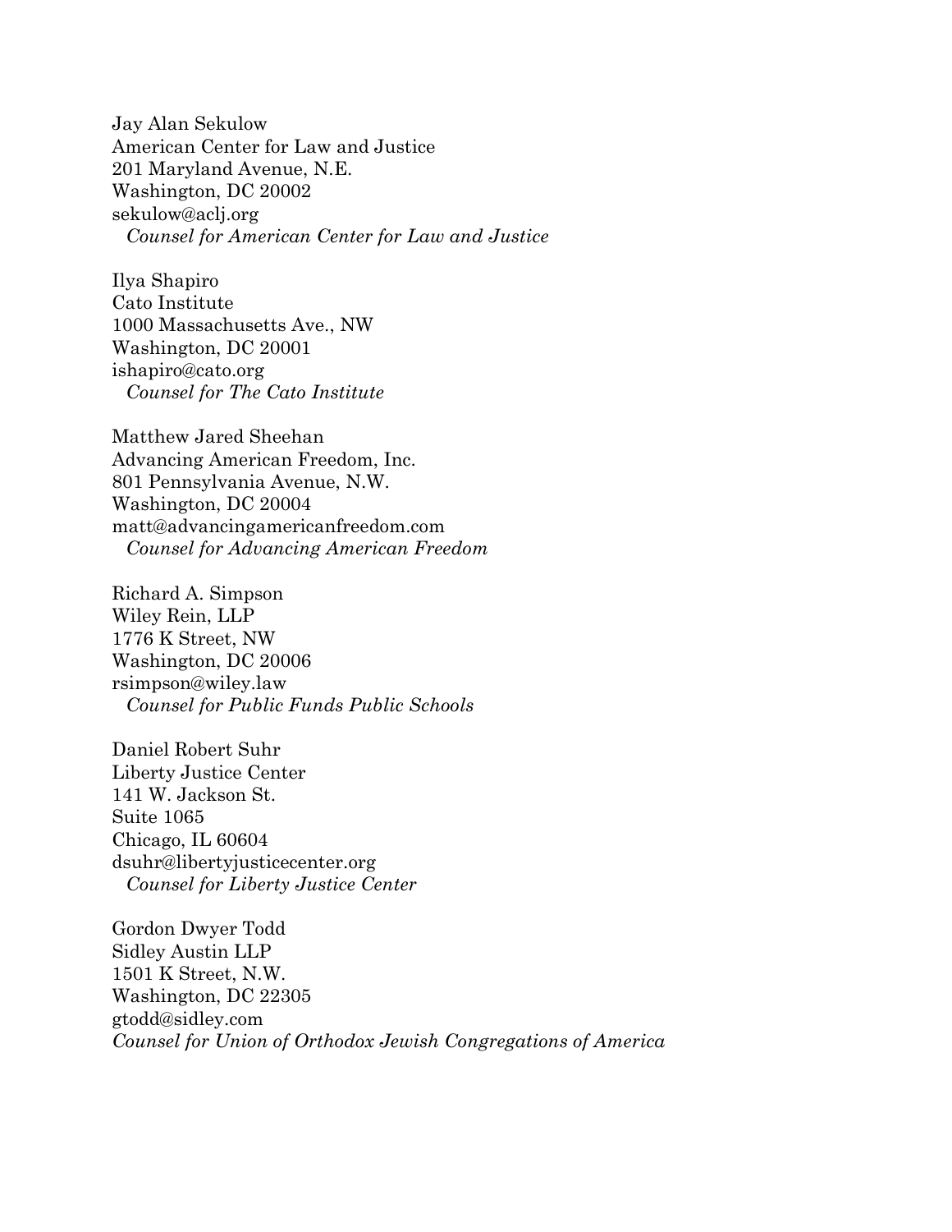Jay Alan Sekulow
American Center for Law and Justice
201 Maryland Avenue, N.E.
Washington, DC 20002
sekulow@aclj.org
*Counsel for American Center for Law and Justice*

Ilya Shapiro
Cato Institute
1000 Massachusetts Ave., NW
Washington, DC 20001
ishapiro@cato.org
*Counsel for The Cato Institute*

Matthew Jared Sheehan
Advancing American Freedom, Inc.
801 Pennsylvania Avenue, N.W.
Washington, DC 20004
matt@advancingamericanfreedom.com
*Counsel for Advancing American Freedom*

Richard A. Simpson
Wiley Rein, LLP
1776 K Street, NW
Washington, DC 20006
rsimpson@wiley.law
*Counsel for Public Funds Public Schools*

Daniel Robert Suhr
Liberty Justice Center
141 W. Jackson St.
Suite 1065
Chicago, IL 60604
dsuhr@libertyjusticecenter.org
*Counsel for Liberty Justice Center*

Gordon Dwyer Todd
Sidley Austin LLP
1501 K Street, N.W.
Washington, DC 22305
gtodd@sidley.com
*Counsel for Union of Orthodox Jewish Congregations of America*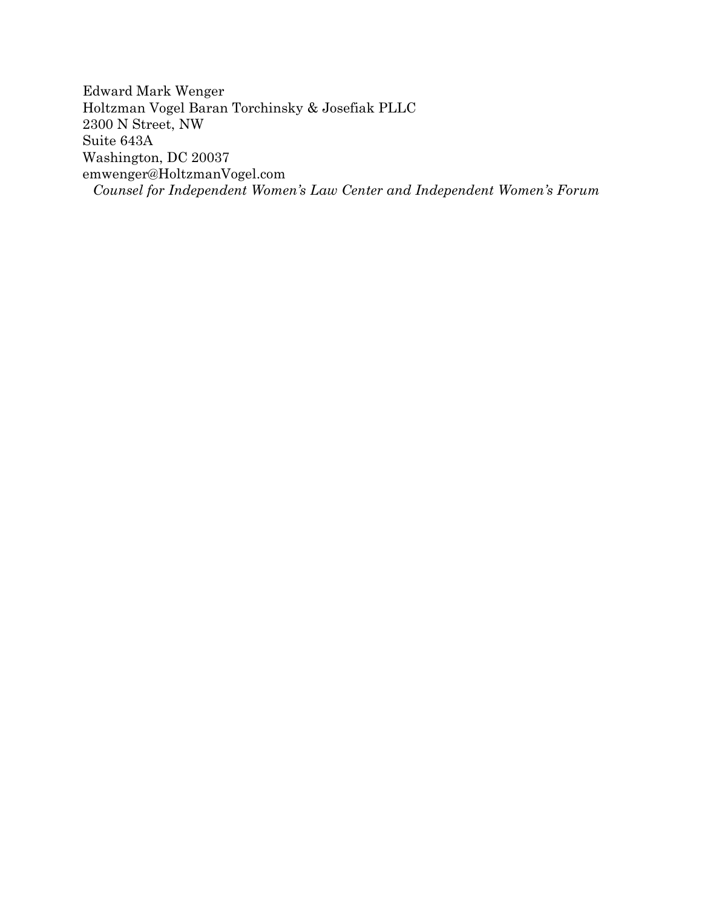Edward Mark Wenger  
Holtzman Vogel Baran Torchinsky & Josefiak PLLC  
2300 N Street, NW  
Suite 643A  
Washington, DC 20037  
emwenger@HoltzmanVogel.com  
*Counsel for Independent Women's Law Center and Independent Women's Forum*